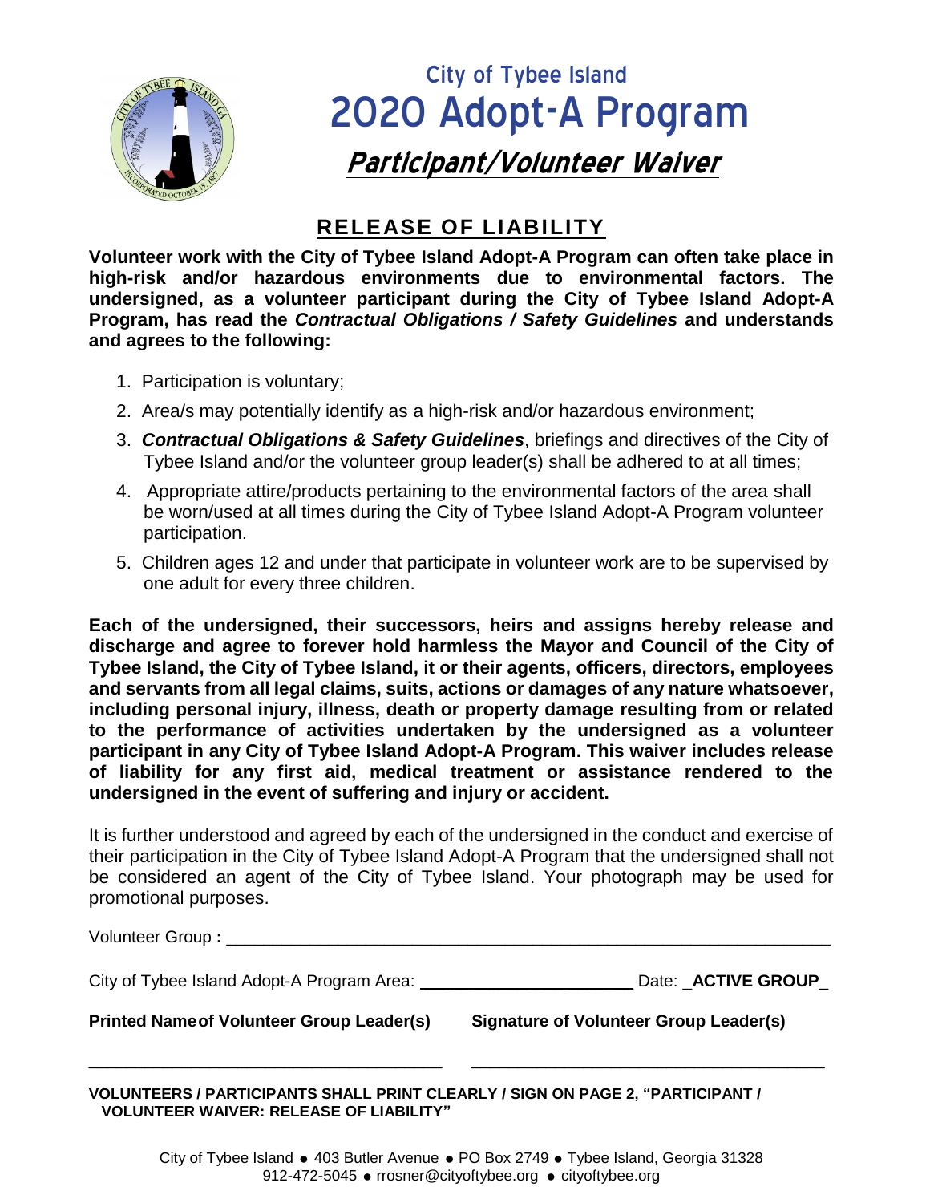# City of Tybee Island

# 2020 Adopt-A Program

## Participant/Volunteer Waiver

## RELEASE OF LIABILITY

**Volunteer work with the City of Tybee Island Adopt-A Program can often take place in high-risk and/or hazardous environments due to environmental factors. The undersigned, as a volunteer participant during the City of Tybee Island Adopt-A Program, has read the *Contractual Obligations / Safety Guidelines* and understands and agrees to the following:**

1. Participation is voluntary;
2. Area/s may potentially identify as a high-risk and/or hazardous environment;
3. ***Contractual Obligations & Safety Guidelines***, briefings and directives of the City of Tybee Island and/or the volunteer group leader(s) shall be adhered to at all times;
4. Appropriate attire/products pertaining to the environmental factors of the area shall be worn/used at all times during the City of Tybee Island Adopt-A Program volunteer participation.
5. Children ages 12 and under that participate in volunteer work are to be supervised by one adult for every three children.

**Each of the undersigned, their successors, heirs and assigns hereby release and discharge and agree to forever hold harmless the Mayor and Council of the City of Tybee Island, the City of Tybee Island, it or their agents, officers, directors, employees and servants from all legal claims, suits, actions or damages of any nature whatsoever, including personal injury, illness, death or property damage resulting from or related to the performance of activities undertaken by the undersigned as a volunteer participant in any City of Tybee Island Adopt-A Program. This waiver includes release of liability for any first aid, medical treatment or assistance rendered to the undersigned in the event of suffering and injury or accident.**

It is further understood and agreed by each of the undersigned in the conduct and exercise of their participation in the City of Tybee Island Adopt-A Program that the undersigned shall not be considered an agent of the City of Tybee Island. Your photograph may be used for promotional purposes.

Volunteer Group **:** ________________________________________________________________

City of Tybee Island Adopt-A Program Area: ______________________ Date: _**ACTIVE GROUP**_

**Printed Name of Volunteer Group Leader(s)** **Signature of Volunteer Group Leader(s)**

_____________________________________ _____________________________________

**VOLUNTEERS / PARTICIPANTS SHALL PRINT CLEARLY / SIGN ON PAGE 2, "PARTICIPANT / VOLUNTEER WAIVER: RELEASE OF LIABILITY"**

City of Tybee Island ● 403 Butler Avenue ● PO Box 2749 ● Tybee Island, Georgia 31328
912-472-5045 ● rrosner@cityoftybee.org ● cityoftybee.org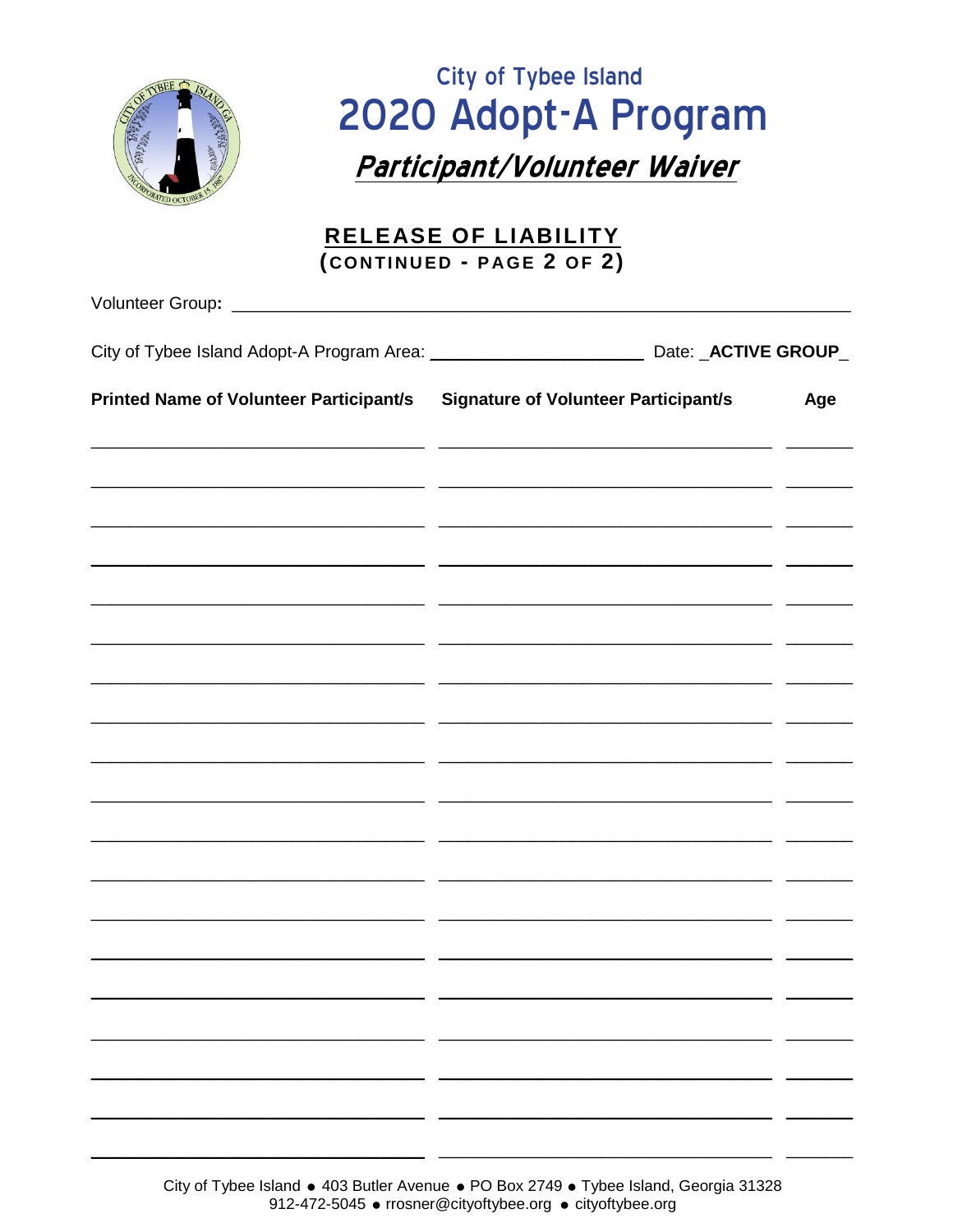City of Tybee Island

# 2020 Adopt-A Program

## *Participant/Volunteer Waiver*

### RELEASE OF LIABILITY
**(CONTINUED - PAGE 2 OF 2)**

Volunteer Group: ______________________________________________________________

City of Tybee Island Adopt-A Program Area: _____________________ Date: _**ACTIVE GROUP**_

| Printed Name of Volunteer Participant/s | Signature of Volunteer Participant/s | Age |
|---|---|---|
| | | |
| | | |
| | | |
| | | |
| | | |
| | | |
| | | |
| | | |
| | | |
| | | |
| | | |
| | | |
| | | |
| | | |
| | | |
| | | |
| | | |
| | | |
| | | |

City of Tybee Island • 403 Butler Avenue • PO Box 2749 • Tybee Island, Georgia 31328
912-472-5045 • rrosner@cityoftybee.org • cityoftybee.org